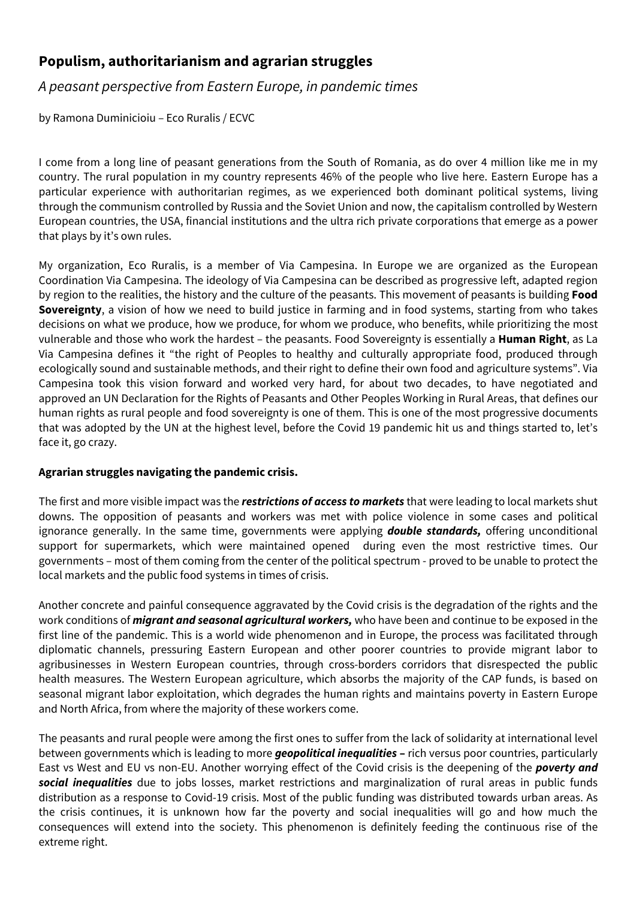## Populism, authoritarianism and agrarian struggles

*A peasant perspective from Eastern Europe, in pandemic times*

by Ramona Duminicioiu – Eco Ruralis / ECVC

I come from a long line of peasant generations from the South of Romania, as do over 4 million like me in my country. The rural population in my country represents 46% of the people who live here. Eastern Europe has a particular experience with authoritarian regimes, as we experienced both dominant political systems, living through the communism controlled by Russia and the Soviet Union and now, the capitalism controlled by Western European countries, the USA, financial institutions and the ultra rich private corporations that emerge as a power that plays by it's own rules.

My organization, Eco Ruralis, is a member of Via Campesina. In Europe we are organized as the European Coordination Via Campesina. The ideology of Via Campesina can be described as progressive left, adapted region by region to the realities, the history and the culture of the peasants. This movement of peasants is building **Food Sovereignty**, a vision of how we need to build justice in farming and in food systems, starting from who takes decisions on what we produce, how we produce, for whom we produce, who benefits, while prioritizing the most vulnerable and those who work the hardest – the peasants. Food Sovereignty is essentially a **Human Right**, as La Via Campesina defines it "the right of Peoples to healthy and culturally appropriate food, produced through ecologically sound and sustainable methods, and their right to define their own food and agriculture systems". Via Campesina took this vision forward and worked very hard, for about two decades, to have negotiated and approved an UN Declaration for the Rights of Peasants and Other Peoples Working in Rural Areas, that defines our human rights as rural people and food sovereignty is one of them. This is one of the most progressive documents that was adopted by the UN at the highest level, before the Covid 19 pandemic hit us and things started to, let's face it, go crazy.

**Agrarian struggles navigating the pandemic crisis.**

The first and more visible impact was the ***restrictions of access to markets*** that were leading to local markets shut downs. The opposition of peasants and workers was met with police violence in some cases and political ignorance generally. In the same time, governments were applying ***double standards,*** offering unconditional support for supermarkets, which were maintained opened during even the most restrictive times. Our governments – most of them coming from the center of the political spectrum - proved to be unable to protect the local markets and the public food systems in times of crisis.

Another concrete and painful consequence aggravated by the Covid crisis is the degradation of the rights and the work conditions of ***migrant and seasonal agricultural workers,*** who have been and continue to be exposed in the first line of the pandemic. This is a world wide phenomenon and in Europe, the process was facilitated through diplomatic channels, pressuring Eastern European and other poorer countries to provide migrant labor to agribusinesses in Western European countries, through cross-borders corridors that disrespected the public health measures. The Western European agriculture, which absorbs the majority of the CAP funds, is based on seasonal migrant labor exploitation, which degrades the human rights and maintains poverty in Eastern Europe and North Africa, from where the majority of these workers come.

The peasants and rural people were among the first ones to suffer from the lack of solidarity at international level between governments which is leading to more ***geopolitical inequalities –*** rich versus poor countries, particularly East vs West and EU vs non-EU. Another worrying effect of the Covid crisis is the deepening of the ***poverty and social inequalities*** due to jobs losses, market restrictions and marginalization of rural areas in public funds distribution as a response to Covid-19 crisis. Most of the public funding was distributed towards urban areas. As the crisis continues, it is unknown how far the poverty and social inequalities will go and how much the consequences will extend into the society. This phenomenon is definitely feeding the continuous rise of the extreme right.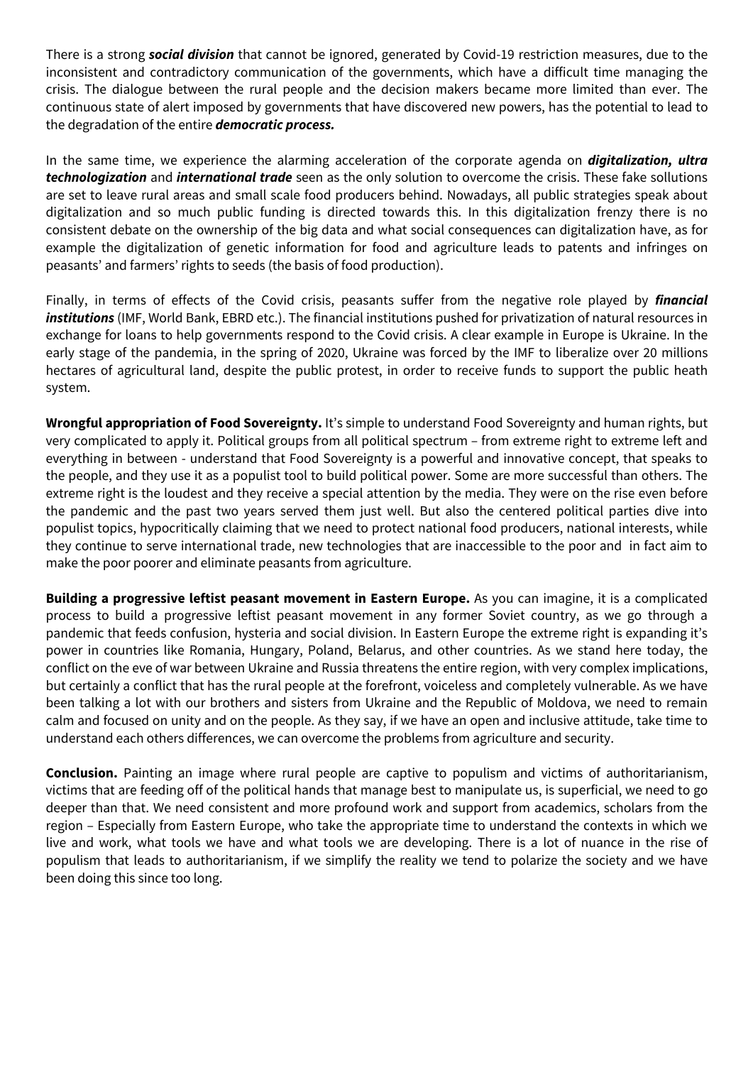There is a strong ***social division*** that cannot be ignored, generated by Covid-19 restriction measures, due to the inconsistent and contradictory communication of the governments, which have a difficult time managing the crisis. The dialogue between the rural people and the decision makers became more limited than ever. The continuous state of alert imposed by governments that have discovered new powers, has the potential to lead to the degradation of the entire ***democratic process.***

In the same time, we experience the alarming acceleration of the corporate agenda on ***digitalization, ultra technologization*** and ***international trade*** seen as the only solution to overcome the crisis. These fake sollutions are set to leave rural areas and small scale food producers behind. Nowadays, all public strategies speak about digitalization and so much public funding is directed towards this. In this digitalization frenzy there is no consistent debate on the ownership of the big data and what social consequences can digitalization have, as for example the digitalization of genetic information for food and agriculture leads to patents and infringes on peasants' and farmers' rights to seeds (the basis of food production).

Finally, in terms of effects of the Covid crisis, peasants suffer from the negative role played by ***financial institutions*** (IMF, World Bank, EBRD etc.). The financial institutions pushed for privatization of natural resources in exchange for loans to help governments respond to the Covid crisis. A clear example in Europe is Ukraine. In the early stage of the pandemia, in the spring of 2020, Ukraine was forced by the IMF to liberalize over 20 millions hectares of agricultural land, despite the public protest, in order to receive funds to support the public heath system.

**Wrongful appropriation of Food Sovereignty.** It's simple to understand Food Sovereignty and human rights, but very complicated to apply it. Political groups from all political spectrum – from extreme right to extreme left and everything in between - understand that Food Sovereignty is a powerful and innovative concept, that speaks to the people, and they use it as a populist tool to build political power. Some are more successful than others. The extreme right is the loudest and they receive a special attention by the media. They were on the rise even before the pandemic and the past two years served them just well. But also the centered political parties dive into populist topics, hypocritically claiming that we need to protect national food producers, national interests, while they continue to serve international trade, new technologies that are inaccessible to the poor and in fact aim to make the poor poorer and eliminate peasants from agriculture.

**Building a progressive leftist peasant movement in Eastern Europe.** As you can imagine, it is a complicated process to build a progressive leftist peasant movement in any former Soviet country, as we go through a pandemic that feeds confusion, hysteria and social division. In Eastern Europe the extreme right is expanding it's power in countries like Romania, Hungary, Poland, Belarus, and other countries. As we stand here today, the conflict on the eve of war between Ukraine and Russia threatens the entire region, with very complex implications, but certainly a conflict that has the rural people at the forefront, voiceless and completely vulnerable. As we have been talking a lot with our brothers and sisters from Ukraine and the Republic of Moldova, we need to remain calm and focused on unity and on the people. As they say, if we have an open and inclusive attitude, take time to understand each others differences, we can overcome the problems from agriculture and security.

**Conclusion.** Painting an image where rural people are captive to populism and victims of authoritarianism, victims that are feeding off of the political hands that manage best to manipulate us, is superficial, we need to go deeper than that. We need consistent and more profound work and support from academics, scholars from the region – Especially from Eastern Europe, who take the appropriate time to understand the contexts in which we live and work, what tools we have and what tools we are developing. There is a lot of nuance in the rise of populism that leads to authoritarianism, if we simplify the reality we tend to polarize the society and we have been doing this since too long.